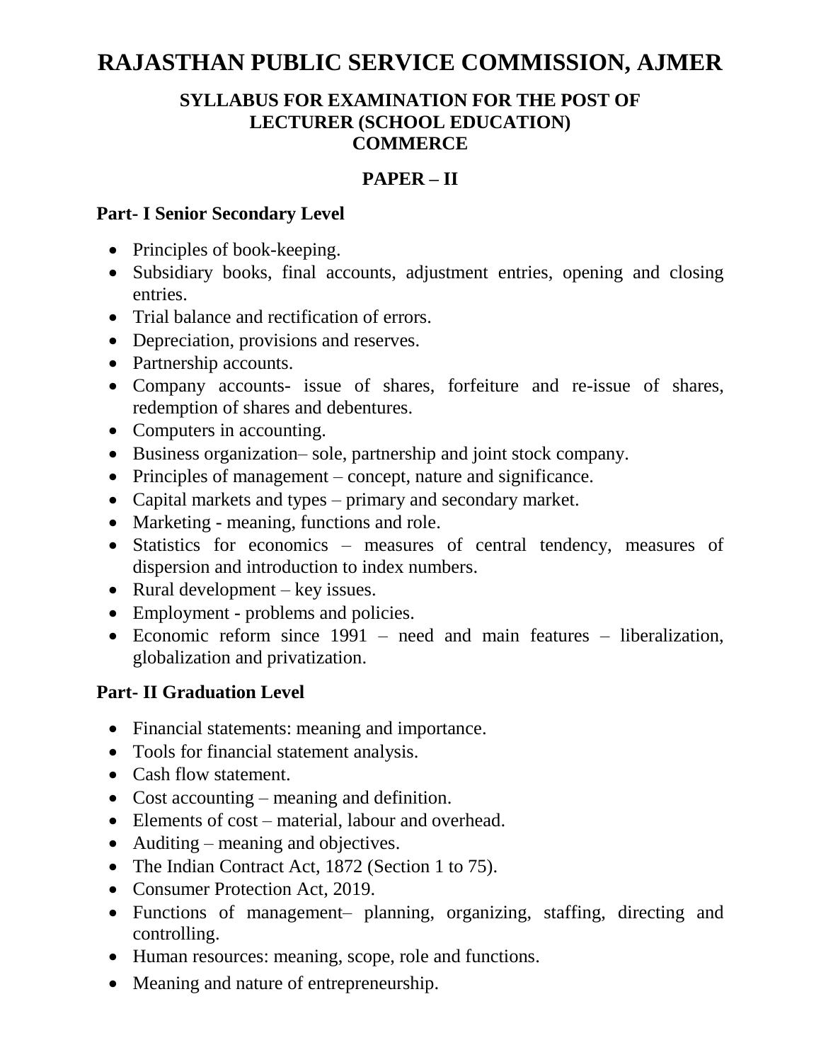# RAJASTHAN PUBLIC SERVICE COMMISSION, AJMER

## SYLLABUS FOR EXAMINATION FOR THE POST OF LECTURER (SCHOOL EDUCATION) COMMERCE

## PAPER – II

### Part- I Senior Secondary Level

- Principles of book-keeping.
- Subsidiary books, final accounts, adjustment entries, opening and closing entries.
- Trial balance and rectification of errors.
- Depreciation, provisions and reserves.
- Partnership accounts.
- Company accounts- issue of shares, forfeiture and re-issue of shares, redemption of shares and debentures.
- Computers in accounting.
- Business organization– sole, partnership and joint stock company.
- Principles of management – concept, nature and significance.
- Capital markets and types – primary and secondary market.
- Marketing - meaning, functions and role.
- Statistics for economics – measures of central tendency, measures of dispersion and introduction to index numbers.
- Rural development – key issues.
- Employment - problems and policies.
- Economic reform since 1991 – need and main features – liberalization, globalization and privatization.

### Part- II Graduation Level

- Financial statements: meaning and importance.
- Tools for financial statement analysis.
- Cash flow statement.
- Cost accounting – meaning and definition.
- Elements of cost – material, labour and overhead.
- Auditing – meaning and objectives.
- The Indian Contract Act, 1872 (Section 1 to 75).
- Consumer Protection Act, 2019.
- Functions of management– planning, organizing, staffing, directing and controlling.
- Human resources: meaning, scope, role and functions.
- Meaning and nature of entrepreneurship.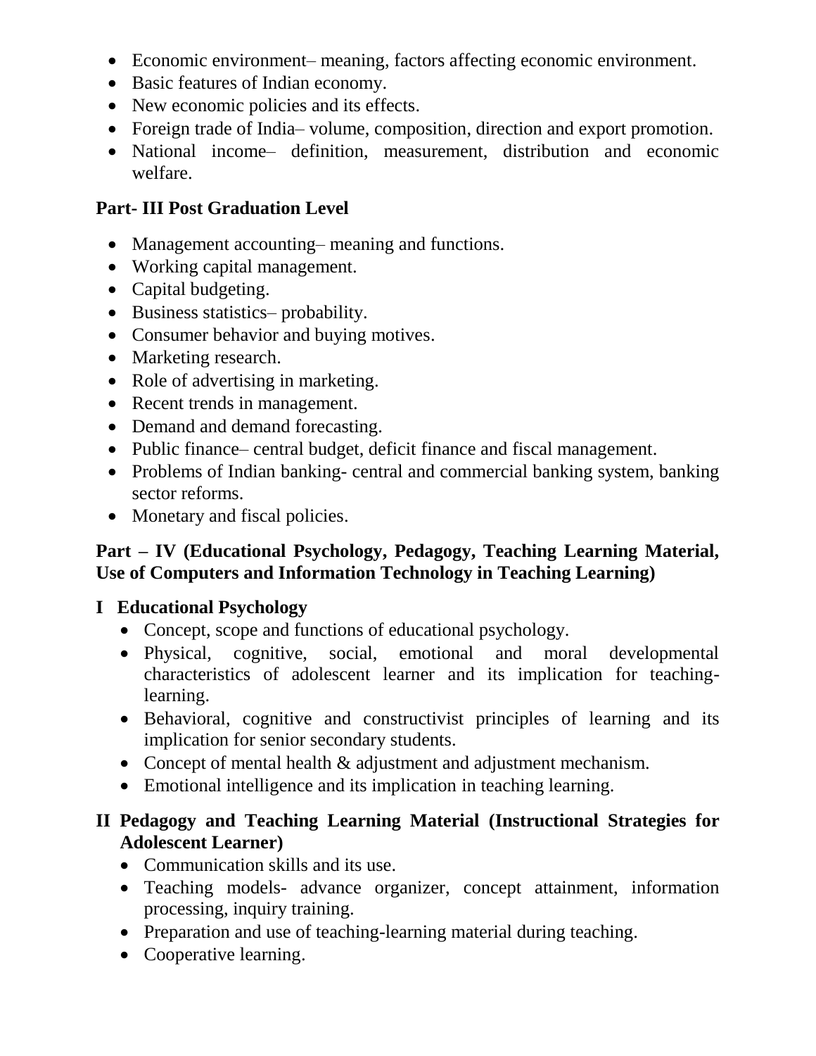- Economic environment– meaning, factors affecting economic environment.
- Basic features of Indian economy.
- New economic policies and its effects.
- Foreign trade of India– volume, composition, direction and export promotion.
- National income– definition, measurement, distribution and economic welfare.

**Part- III Post Graduation Level**

- Management accounting– meaning and functions.
- Working capital management.
- Capital budgeting.
- Business statistics– probability.
- Consumer behavior and buying motives.
- Marketing research.
- Role of advertising in marketing.
- Recent trends in management.
- Demand and demand forecasting.
- Public finance– central budget, deficit finance and fiscal management.
- Problems of Indian banking- central and commercial banking system, banking sector reforms.
- Monetary and fiscal policies.

**Part – IV (Educational Psychology, Pedagogy, Teaching Learning Material, Use of Computers and Information Technology in Teaching Learning)**

**I Educational Psychology**

- Concept, scope and functions of educational psychology.
- Physical, cognitive, social, emotional and moral developmental characteristics of adolescent learner and its implication for teaching-learning.
- Behavioral, cognitive and constructivist principles of learning and its implication for senior secondary students.
- Concept of mental health & adjustment and adjustment mechanism.
- Emotional intelligence and its implication in teaching learning.

**II Pedagogy and Teaching Learning Material (Instructional Strategies for Adolescent Learner)**

- Communication skills and its use.
- Teaching models- advance organizer, concept attainment, information processing, inquiry training.
- Preparation and use of teaching-learning material during teaching.
- Cooperative learning.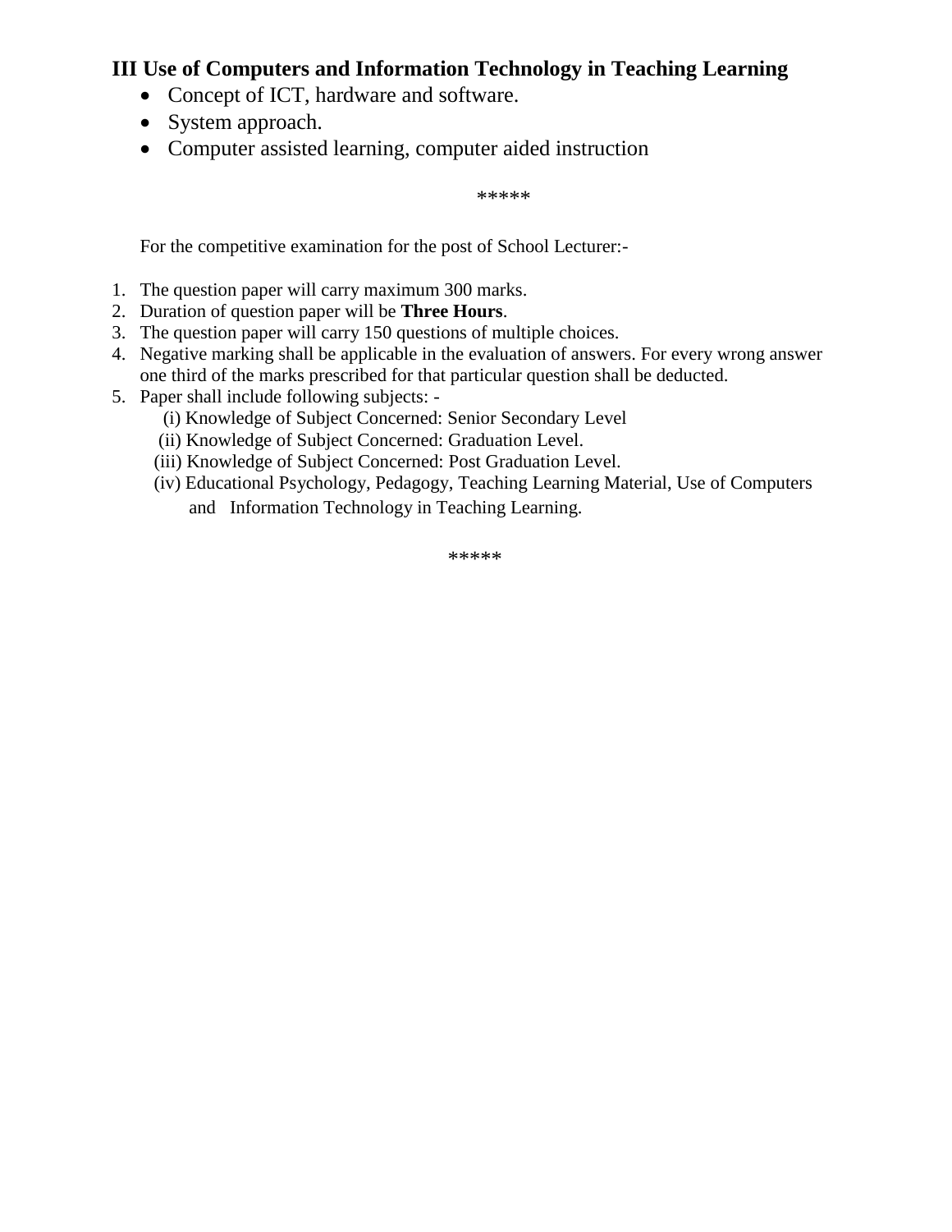### III Use of Computers and Information Technology in Teaching Learning

- Concept of ICT, hardware and software.
- System approach.
- Computer assisted learning, computer aided instruction

*****

For the competitive examination for the post of School Lecturer:-

1. The question paper will carry maximum 300 marks.
2. Duration of question paper will be **Three Hours**.
3. The question paper will carry 150 questions of multiple choices.
4. Negative marking shall be applicable in the evaluation of answers. For every wrong answer one third of the marks prescribed for that particular question shall be deducted.
5. Paper shall include following subjects: -
   (i) Knowledge of Subject Concerned: Senior Secondary Level
   (ii) Knowledge of Subject Concerned: Graduation Level.
   (iii) Knowledge of Subject Concerned: Post Graduation Level.
   (iv) Educational Psychology, Pedagogy, Teaching Learning Material, Use of Computers and Information Technology in Teaching Learning.

*****